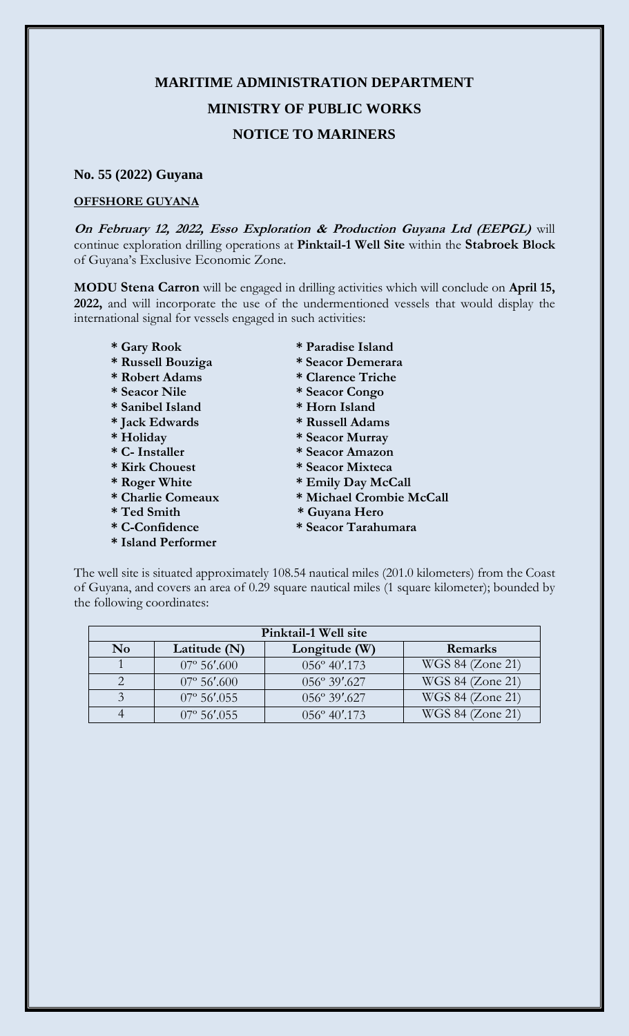# MARITIME ADMINISTRATION DEPARTMENT

## MINISTRY OF PUBLIC WORKS

## NOTICE TO MARINERS

**No. 55 (2022) Guyana**

**OFFSHORE GUYANA**

***On February 12, 2022, Esso Exploration & Production Guyana Ltd (EEPGL)*** will continue exploration drilling operations at **Pinktail-1 Well Site** within the **Stabroek Block** of Guyana's Exclusive Economic Zone.

**MODU Stena Carron** will be engaged in drilling activities which will conclude on **April 15, 2022,** and will incorporate the use of the undermentioned vessels that would display the international signal for vessels engaged in such activities:

**\* Gary Rook**
**\* Russell Bouziga**
**\* Robert Adams**
**\* Seacor Nile**
**\* Sanibel Island**
**\* Jack Edwards**
**\* Holiday**
**\* C- Installer**
**\* Kirk Chouest**
**\* Roger White**
**\* Charlie Comeaux**
**\* Ted Smith**
**\* C-Confidence**
**\* Island Performer**
**\* Paradise Island**
**\* Seacor Demerara**
**\* Clarence Triche**
**\* Seacor Congo**
**\* Horn Island**
**\* Russell Adams**
**\* Seacor Murray**
**\* Seacor Amazon**
**\* Seacor Mixteca**
**\* Emily Day McCall**
**\* Michael Crombie McCall**
**\* Guyana Hero**
**\* Seacor Tarahumara**

The well site is situated approximately 108.54 nautical miles (201.0 kilometers) from the Coast of Guyana, and covers an area of 0.29 square nautical miles (1 square kilometer); bounded by the following coordinates:

| Pinktail-1 Well site | | | |
|---|---|---|---|
| **No** | **Latitude (N)** | **Longitude (W)** | **Remarks** |
| 1 | 07° 56′.600 | 056° 40′.173 | WGS 84 (Zone 21) |
| 2 | 07° 56′.600 | 056° 39′.627 | WGS 84 (Zone 21) |
| 3 | 07° 56′.055 | 056° 39′.627 | WGS 84 (Zone 21) |
| 4 | 07° 56′.055 | 056° 40′.173 | WGS 84 (Zone 21) |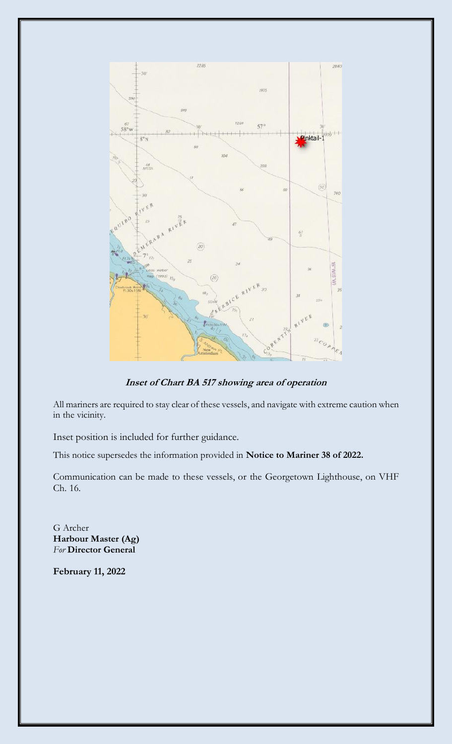**_Inset of Chart BA 517 showing area of operation_**

All mariners are required to stay clear of these vessels, and navigate with extreme caution when in the vicinity.

Inset position is included for further guidance.

This notice supersedes the information provided in **Notice to Mariner 38 of 2022.**

Communication can be made to these vessels, or the Georgetown Lighthouse, on VHF Ch. 16.

G Archer
**Harbour Master (Ag)**
*For* **Director General**

**February 11, 2022**